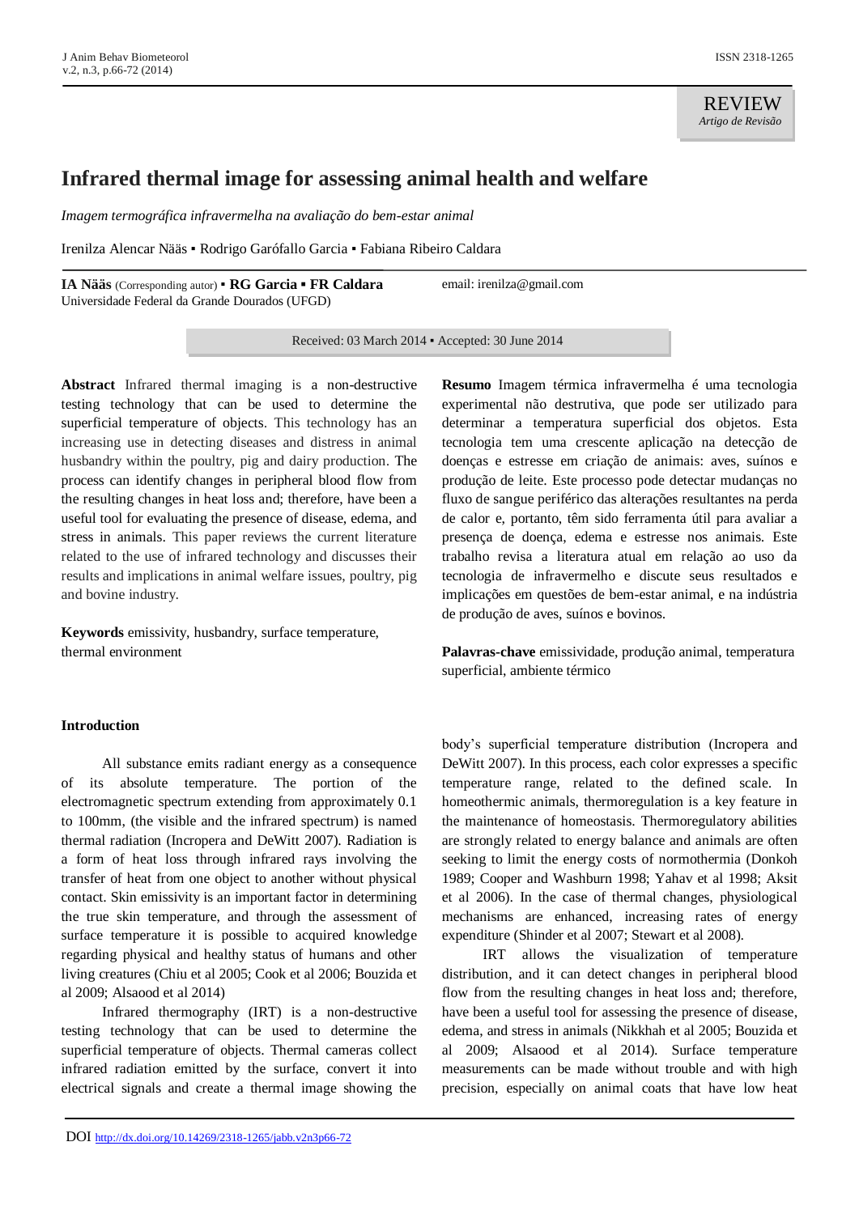REVIEW
*Artigo de Revisão*

# Infrared thermal image for assessing animal health and welfare

*Imagem termográfica infravermelha na avaliação do bem-estar animal*

Irenilza Alencar Nääs ▪ Rodrigo Garófallo Garcia ▪ Fabiana Ribeiro Caldara

**IA Nääs** (Corresponding autor) ▪ **RG Garcia ▪ FR Caldara**
Universidade Federal da Grande Dourados (UFGD)

email: irenilza@gmail.com

Received: 03 March 2014 ▪ Accepted: 30 June 2014

**Abstract** Infrared thermal imaging is a non-destructive testing technology that can be used to determine the superficial temperature of objects. This technology has an increasing use in detecting diseases and distress in animal husbandry within the poultry, pig and dairy production. The process can identify changes in peripheral blood flow from the resulting changes in heat loss and; therefore, have been a useful tool for evaluating the presence of disease, edema, and stress in animals. This paper reviews the current literature related to the use of infrared technology and discusses their results and implications in animal welfare issues, poultry, pig and bovine industry.

**Keywords** emissivity, husbandry, surface temperature, thermal environment

**Resumo** Imagem térmica infravermelha é uma tecnologia experimental não destrutiva, que pode ser utilizado para determinar a temperatura superficial dos objetos. Esta tecnologia tem uma crescente aplicação na detecção de doenças e estresse em criação de animais: aves, suínos e produção de leite. Este processo pode detectar mudanças no fluxo de sangue periférico das alterações resultantes na perda de calor e, portanto, têm sido ferramenta útil para avaliar a presença de doença, edema e estresse nos animais. Este trabalho revisa a literatura atual em relação ao uso da tecnologia de infravermelho e discute seus resultados e implicações em questões de bem-estar animal, e na indústria de produção de aves, suínos e bovinos.

**Palavras-chave** emissividade, produção animal, temperatura superficial, ambiente térmico

## Introduction

All substance emits radiant energy as a consequence of its absolute temperature. The portion of the electromagnetic spectrum extending from approximately 0.1 to 100mm, (the visible and the infrared spectrum) is named thermal radiation (Incropera and DeWitt 2007). Radiation is a form of heat loss through infrared rays involving the transfer of heat from one object to another without physical contact. Skin emissivity is an important factor in determining the true skin temperature, and through the assessment of surface temperature it is possible to acquired knowledge regarding physical and healthy status of humans and other living creatures (Chiu et al 2005; Cook et al 2006; Bouzida et al 2009; Alsaood et al 2014)

Infrared thermography (IRT) is a non-destructive testing technology that can be used to determine the superficial temperature of objects. Thermal cameras collect infrared radiation emitted by the surface, convert it into electrical signals and create a thermal image showing the body's superficial temperature distribution (Incropera and DeWitt 2007). In this process, each color expresses a specific temperature range, related to the defined scale. In homeothermic animals, thermoregulation is a key feature in the maintenance of homeostasis. Thermoregulatory abilities are strongly related to energy balance and animals are often seeking to limit the energy costs of normothermia (Donkoh 1989; Cooper and Washburn 1998; Yahav et al 1998; Aksit et al 2006). In the case of thermal changes, physiological mechanisms are enhanced, increasing rates of energy expenditure (Shinder et al 2007; Stewart et al 2008).

IRT allows the visualization of temperature distribution, and it can detect changes in peripheral blood flow from the resulting changes in heat loss and; therefore, have been a useful tool for assessing the presence of disease, edema, and stress in animals (Nikkhah et al 2005; Bouzida et al 2009; Alsaood et al 2014). Surface temperature measurements can be made without trouble and with high precision, especially on animal coats that have low heat

DOI http://dx.doi.org/10.14269/2318-1265/jabb.v2n3p66-72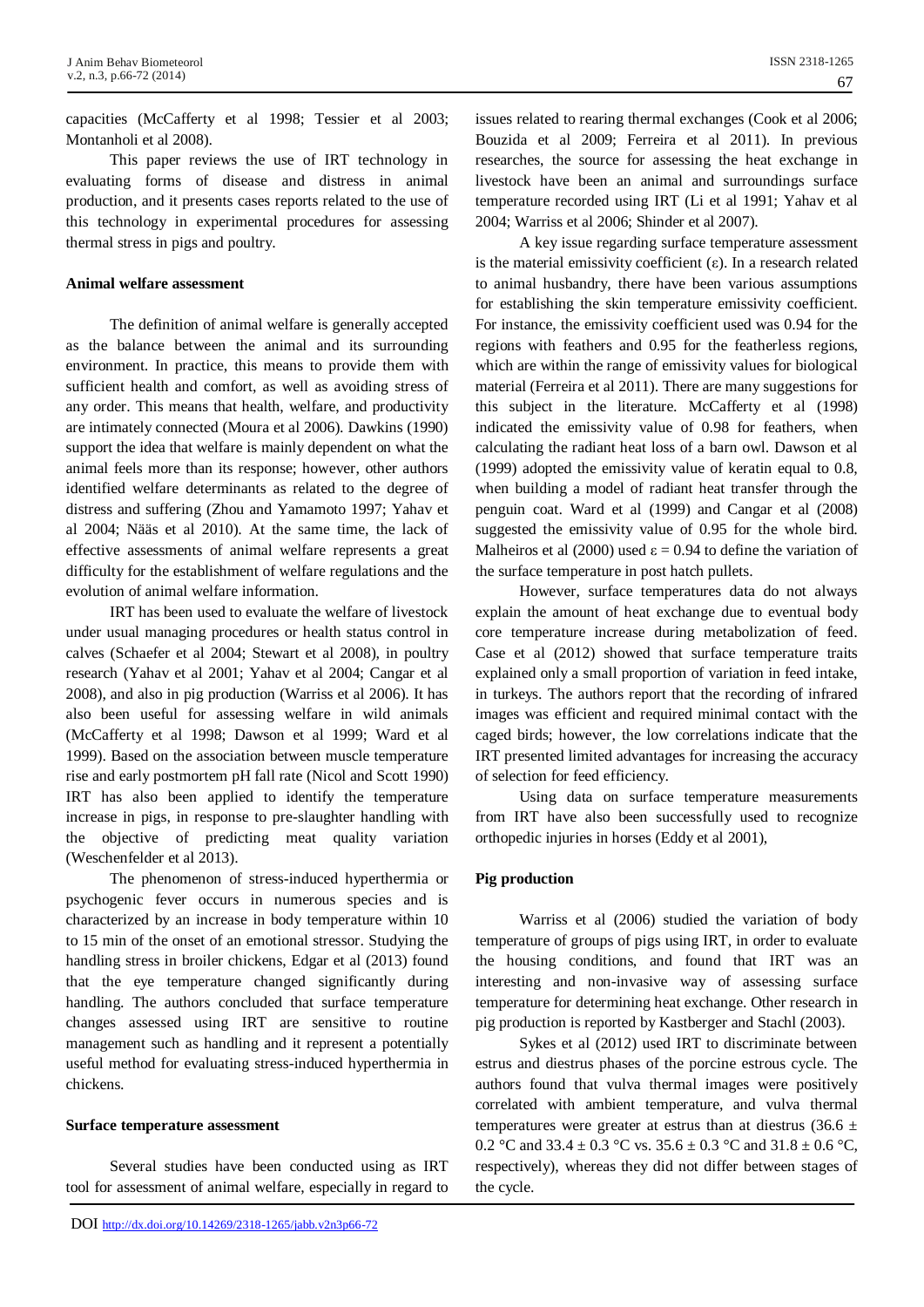capacities (McCafferty et al 1998; Tessier et al 2003; Montanholi et al 2008).

This paper reviews the use of IRT technology in evaluating forms of disease and distress in animal production, and it presents cases reports related to the use of this technology in experimental procedures for assessing thermal stress in pigs and poultry.

**Animal welfare assessment**

The definition of animal welfare is generally accepted as the balance between the animal and its surrounding environment. In practice, this means to provide them with sufficient health and comfort, as well as avoiding stress of any order. This means that health, welfare, and productivity are intimately connected (Moura et al 2006). Dawkins (1990) support the idea that welfare is mainly dependent on what the animal feels more than its response; however, other authors identified welfare determinants as related to the degree of distress and suffering (Zhou and Yamamoto 1997; Yahav et al 2004; Nääs et al 2010). At the same time, the lack of effective assessments of animal welfare represents a great difficulty for the establishment of welfare regulations and the evolution of animal welfare information.

IRT has been used to evaluate the welfare of livestock under usual managing procedures or health status control in calves (Schaefer et al 2004; Stewart et al 2008), in poultry research (Yahav et al 2001; Yahav et al 2004; Cangar et al 2008), and also in pig production (Warriss et al 2006). It has also been useful for assessing welfare in wild animals (McCafferty et al 1998; Dawson et al 1999; Ward et al 1999). Based on the association between muscle temperature rise and early postmortem pH fall rate (Nicol and Scott 1990) IRT has also been applied to identify the temperature increase in pigs, in response to pre-slaughter handling with the objective of predicting meat quality variation (Weschenfelder et al 2013).

The phenomenon of stress-induced hyperthermia or psychogenic fever occurs in numerous species and is characterized by an increase in body temperature within 10 to 15 min of the onset of an emotional stressor. Studying the handling stress in broiler chickens, Edgar et al (2013) found that the eye temperature changed significantly during handling. The authors concluded that surface temperature changes assessed using IRT are sensitive to routine management such as handling and it represent a potentially useful method for evaluating stress-induced hyperthermia in chickens.

**Surface temperature assessment**

Several studies have been conducted using as IRT tool for assessment of animal welfare, especially in regard to issues related to rearing thermal exchanges (Cook et al 2006; Bouzida et al 2009; Ferreira et al 2011). In previous researches, the source for assessing the heat exchange in livestock have been an animal and surroundings surface temperature recorded using IRT (Li et al 1991; Yahav et al 2004; Warriss et al 2006; Shinder et al 2007).

A key issue regarding surface temperature assessment is the material emissivity coefficient ($\varepsilon$). In a research related to animal husbandry, there have been various assumptions for establishing the skin temperature emissivity coefficient. For instance, the emissivity coefficient used was 0.94 for the regions with feathers and 0.95 for the featherless regions, which are within the range of emissivity values for biological material (Ferreira et al 2011). There are many suggestions for this subject in the literature. McCafferty et al (1998) indicated the emissivity value of 0.98 for feathers, when calculating the radiant heat loss of a barn owl. Dawson et al (1999) adopted the emissivity value of keratin equal to 0.8, when building a model of radiant heat transfer through the penguin coat. Ward et al (1999) and Cangar et al (2008) suggested the emissivity value of 0.95 for the whole bird. Malheiros et al (2000) used $\varepsilon = 0.94$ to define the variation of the surface temperature in post hatch pullets.

However, surface temperatures data do not always explain the amount of heat exchange due to eventual body core temperature increase during metabolization of feed. Case et al (2012) showed that surface temperature traits explained only a small proportion of variation in feed intake, in turkeys. The authors report that the recording of infrared images was efficient and required minimal contact with the caged birds; however, the low correlations indicate that the IRT presented limited advantages for increasing the accuracy of selection for feed efficiency.

Using data on surface temperature measurements from IRT have also been successfully used to recognize orthopedic injuries in horses (Eddy et al 2001),

**Pig production**

Warriss et al (2006) studied the variation of body temperature of groups of pigs using IRT, in order to evaluate the housing conditions, and found that IRT was an interesting and non-invasive way of assessing surface temperature for determining heat exchange. Other research in pig production is reported by Kastberger and Stachl (2003).

Sykes et al (2012) used IRT to discriminate between estrus and diestrus phases of the porcine estrous cycle. The authors found that vulva thermal images were positively correlated with ambient temperature, and vulva thermal temperatures were greater at estrus than at diestrus (36.6 ± 0.2 °C and 33.4 ± 0.3 °C vs. 35.6 ± 0.3 °C and 31.8 ± 0.6 °C, respectively), whereas they did not differ between stages of the cycle.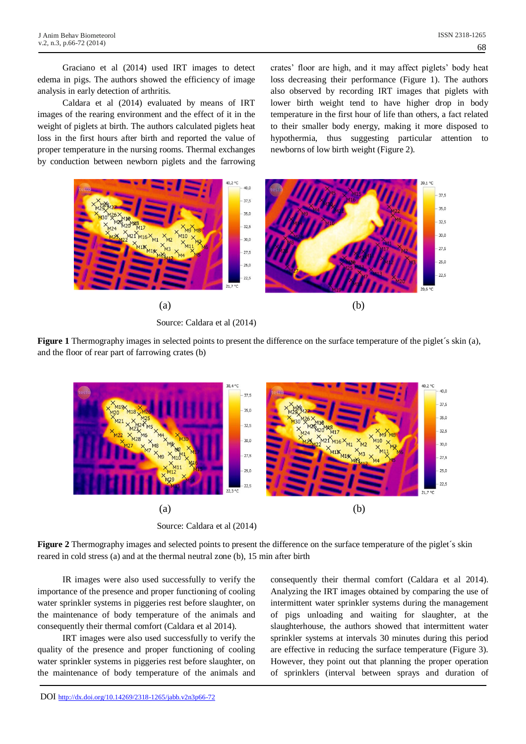Graciano et al (2014) used IRT images to detect edema in pigs. The authors showed the efficiency of image analysis in early detection of arthritis.

Caldara et al (2014) evaluated by means of IRT images of the rearing environment and the effect of it in the weight of piglets at birth. The authors calculated piglets heat loss in the first hours after birth and reported the value of proper temperature in the nursing rooms. Thermal exchanges by conduction between newborn piglets and the farrowing crates' floor are high, and it may affect piglets' body heat loss decreasing their performance (Figure 1). The authors also observed by recording IRT images that piglets with lower birth weight tend to have higher drop in body temperature in the first hour of life than others, a fact related to their smaller body energy, making it more disposed to hypothermia, thus suggesting particular attention to newborns of low birth weight (Figure 2).

(a) (b)

Source: Caldara et al (2014)

**Figure 1** Thermography images in selected points to present the difference on the surface temperature of the piglet´s skin (a), and the floor of rear part of farrowing crates (b)

(a) (b)

Source: Caldara et al (2014)

**Figure 2** Thermography images and selected points to present the difference on the surface temperature of the piglet´s skin reared in cold stress (a) and at the thermal neutral zone (b), 15 min after birth

IR images were also used successfully to verify the importance of the presence and proper functioning of cooling water sprinkler systems in piggeries rest before slaughter, on the maintenance of body temperature of the animals and consequently their thermal comfort (Caldara et al 2014).

IRT images were also used successfully to verify the quality of the presence and proper functioning of cooling water sprinkler systems in piggeries rest before slaughter, on the maintenance of body temperature of the animals and consequently their thermal comfort (Caldara et al 2014). Analyzing the IRT images obtained by comparing the use of intermittent water sprinkler systems during the management of pigs unloading and waiting for slaughter, at the slaughterhouse, the authors showed that intermittent water sprinkler systems at intervals 30 minutes during this period are effective in reducing the surface temperature (Figure 3). However, they point out that planning the proper operation of sprinklers (interval between sprays and duration of

DOI http://dx.doi.org/10.14269/2318-1265/jabb.v2n3p66-72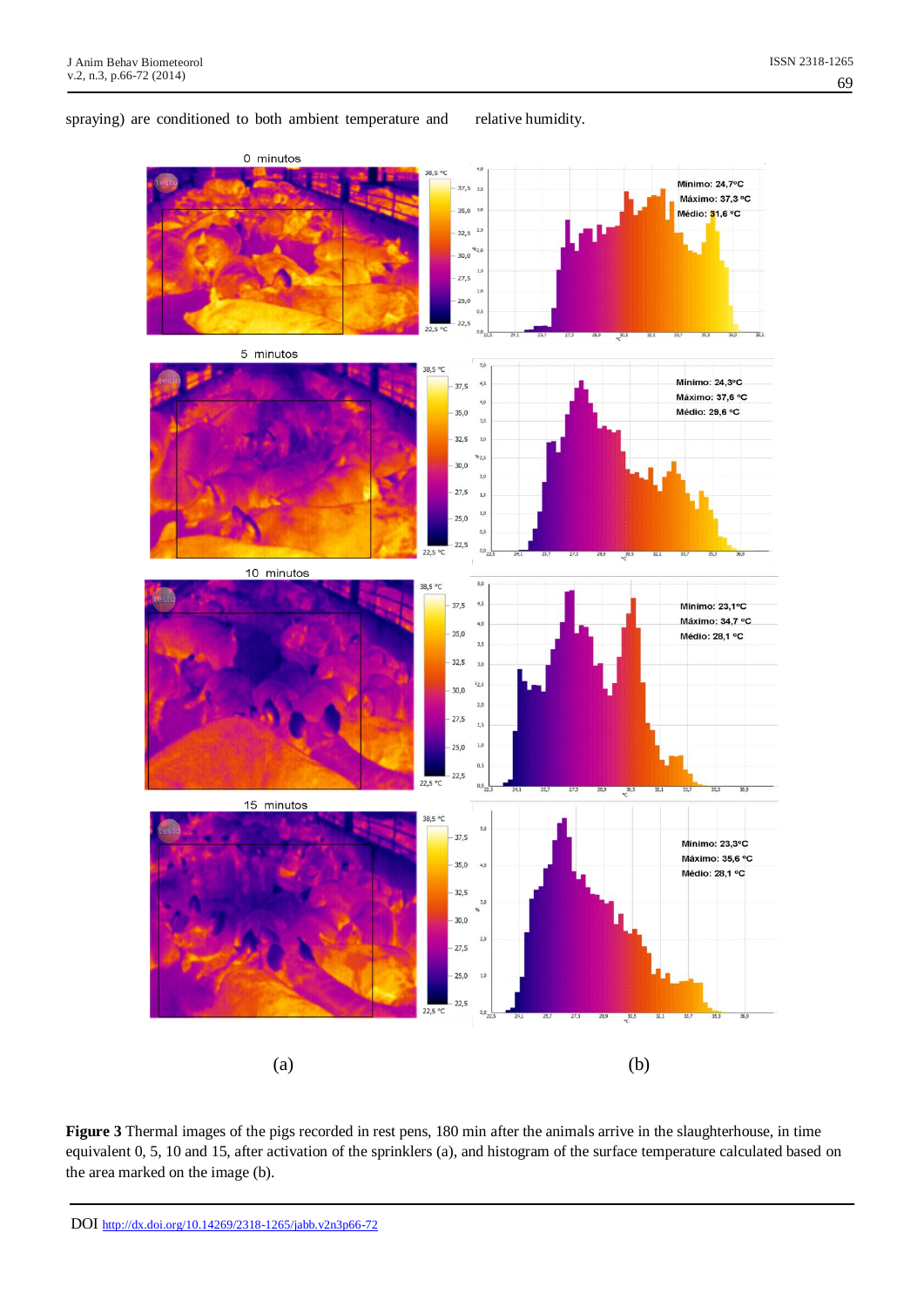spraying) are conditioned to both ambient temperature and relative humidity.

**Figure 3** Thermal images of the pigs recorded in rest pens, 180 min after the animals arrive in the slaughterhouse, in time equivalent 0, 5, 10 and 15, after activation of the sprinklers (a), and histogram of the surface temperature calculated based on the area marked on the image (b).

DOI http://dx.doi.org/10.14269/2318-1265/jabb.v2n3p66-72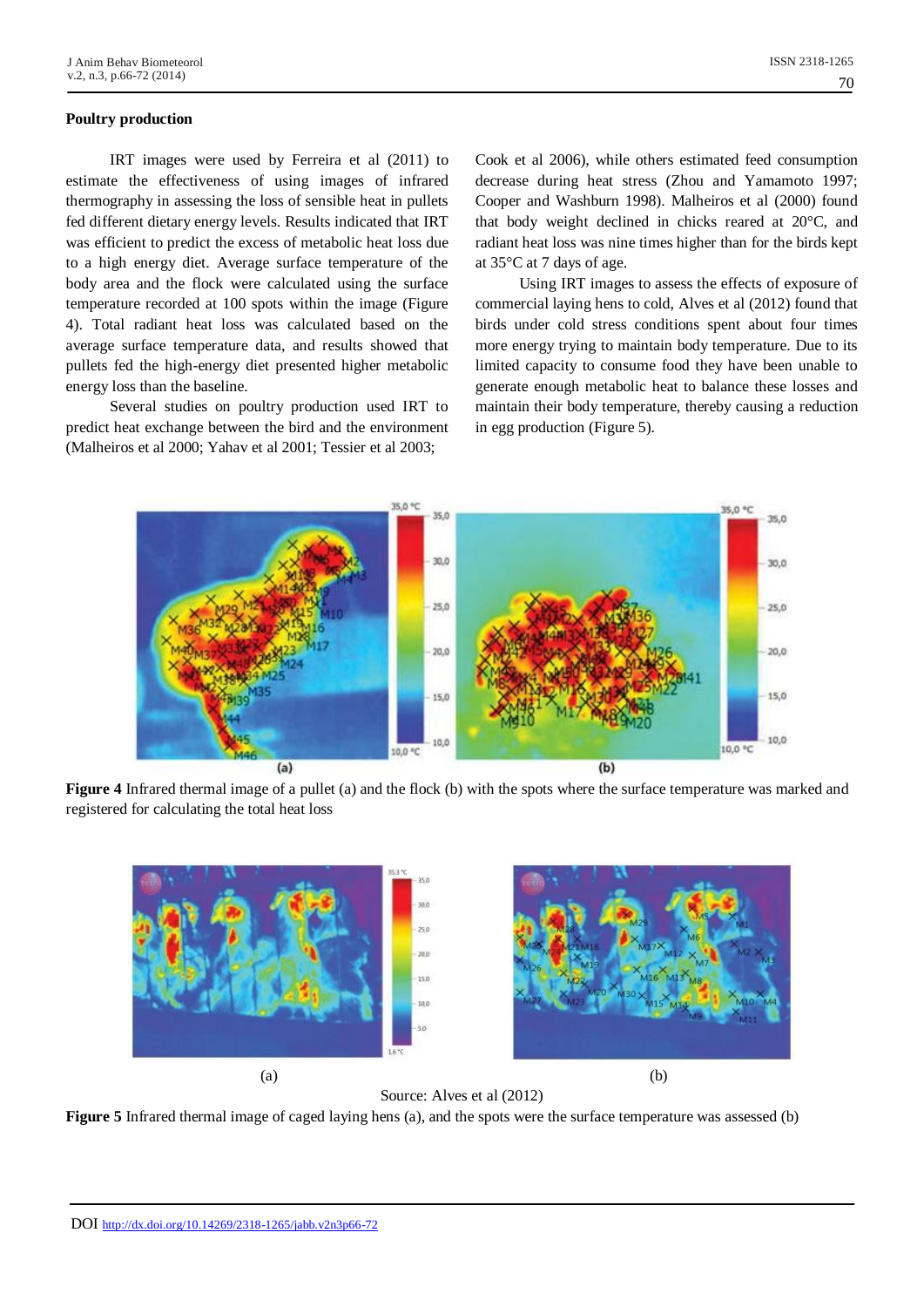**Poultry production**

IRT images were used by Ferreira et al (2011) to estimate the effectiveness of using images of infrared thermography in assessing the loss of sensible heat in pullets fed different dietary energy levels. Results indicated that IRT was efficient to predict the excess of metabolic heat loss due to a high energy diet. Average surface temperature of the body area and the flock were calculated using the surface temperature recorded at 100 spots within the image (Figure 4). Total radiant heat loss was calculated based on the average surface temperature data, and results showed that pullets fed the high-energy diet presented higher metabolic energy loss than the baseline.

Several studies on poultry production used IRT to predict heat exchange between the bird and the environment (Malheiros et al 2000; Yahav et al 2001; Tessier et al 2003; Cook et al 2006), while others estimated feed consumption decrease during heat stress (Zhou and Yamamoto 1997; Cooper and Washburn 1998). Malheiros et al (2000) found that body weight declined in chicks reared at 20°C, and radiant heat loss was nine times higher than for the birds kept at 35°C at 7 days of age.

Using IRT images to assess the effects of exposure of commercial laying hens to cold, Alves et al (2012) found that birds under cold stress conditions spent about four times more energy trying to maintain body temperature. Due to its limited capacity to consume food they have been unable to generate enough metabolic heat to balance these losses and maintain their body temperature, thereby causing a reduction in egg production (Figure 5).

**Figure 4** Infrared thermal image of a pullet (a) and the flock (b) with the spots where the surface temperature was marked and registered for calculating the total heat loss

Source: Alves et al (2012)

**Figure 5** Infrared thermal image of caged laying hens (a), and the spots were the surface temperature was assessed (b)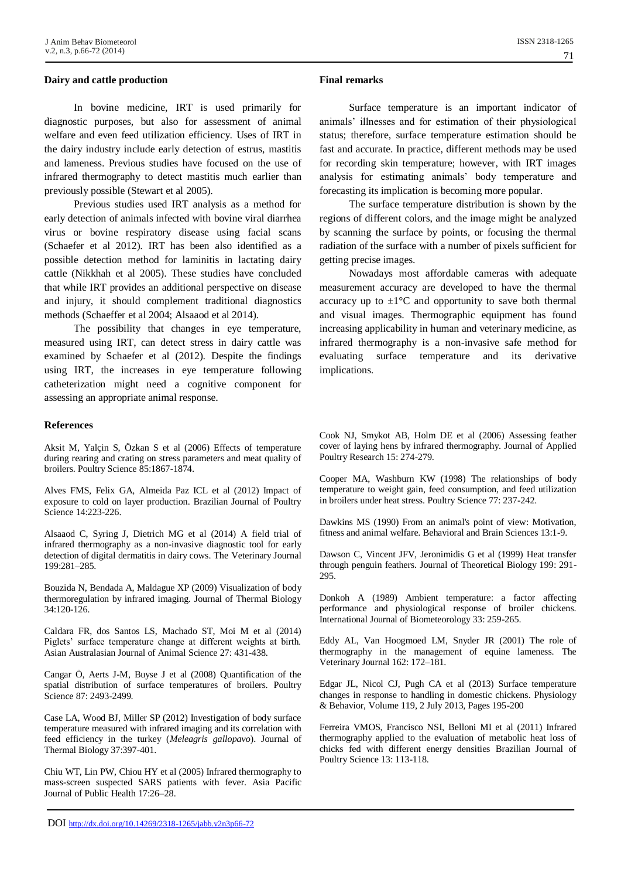### Dairy and cattle production

In bovine medicine, IRT is used primarily for diagnostic purposes, but also for assessment of animal welfare and even feed utilization efficiency. Uses of IRT in the dairy industry include early detection of estrus, mastitis and lameness. Previous studies have focused on the use of infrared thermography to detect mastitis much earlier than previously possible (Stewart et al 2005).

Previous studies used IRT analysis as a method for early detection of animals infected with bovine viral diarrhea virus or bovine respiratory disease using facial scans (Schaefer et al 2012). IRT has been also identified as a possible detection method for laminitis in lactating dairy cattle (Nikkhah et al 2005). These studies have concluded that while IRT provides an additional perspective on disease and injury, it should complement traditional diagnostics methods (Schaeffer et al 2004; Alsaaod et al 2014).

The possibility that changes in eye temperature, measured using IRT, can detect stress in dairy cattle was examined by Schaefer et al (2012). Despite the findings using IRT, the increases in eye temperature following catheterization might need a cognitive component for assessing an appropriate animal response.

### Final remarks

Surface temperature is an important indicator of animals' illnesses and for estimation of their physiological status; therefore, surface temperature estimation should be fast and accurate. In practice, different methods may be used for recording skin temperature; however, with IRT images analysis for estimating animals' body temperature and forecasting its implication is becoming more popular.

The surface temperature distribution is shown by the regions of different colors, and the image might be analyzed by scanning the surface by points, or focusing the thermal radiation of the surface with a number of pixels sufficient for getting precise images.

Nowadays most affordable cameras with adequate measurement accuracy are developed to have the thermal accuracy up to $\pm1°C$ and opportunity to save both thermal and visual images. Thermographic equipment has found increasing applicability in human and veterinary medicine, as infrared thermography is a non-invasive safe method for evaluating surface temperature and its derivative implications.

### References

Aksit M, Yalçin S, Özkan S et al (2006) Effects of temperature during rearing and crating on stress parameters and meat quality of broilers. Poultry Science 85:1867-1874.

Alves FMS, Felix GA, Almeida Paz ICL et al (2012) Impact of exposure to cold on layer production. Brazilian Journal of Poultry Science 14:223-226.

Alsaaod C, Syring J, Dietrich MG et al (2014) A field trial of infrared thermography as a non-invasive diagnostic tool for early detection of digital dermatitis in dairy cows. The Veterinary Journal 199:281–285.

Bouzida N, Bendada A, Maldague XP (2009) Visualization of body thermoregulation by infrared imaging. Journal of Thermal Biology 34:120-126.

Caldara FR, dos Santos LS, Machado ST, Moi M et al (2014) Piglets' surface temperature change at different weights at birth. Asian Australasian Journal of Animal Science 27: 431-438.

Cangar Ö, Aerts J-M, Buyse J et al (2008) Quantification of the spatial distribution of surface temperatures of broilers. Poultry Science 87: 2493-2499.

Case LA, Wood BJ, Miller SP (2012) Investigation of body surface temperature measured with infrared imaging and its correlation with feed efficiency in the turkey (*Meleagris gallopavo*). Journal of Thermal Biology 37:397-401.

Chiu WT, Lin PW, Chiou HY et al (2005) Infrared thermography to mass-screen suspected SARS patients with fever. Asia Pacific Journal of Public Health 17:26–28.

Cook NJ, Smykot AB, Holm DE et al (2006) Assessing feather cover of laying hens by infrared thermography. Journal of Applied Poultry Research 15: 274-279.

Cooper MA, Washburn KW (1998) The relationships of body temperature to weight gain, feed consumption, and feed utilization in broilers under heat stress. Poultry Science 77: 237-242.

Dawkins MS (1990) From an animal's point of view: Motivation, fitness and animal welfare. Behavioral and Brain Sciences 13:1-9.

Dawson C, Vincent JFV, Jeronimidis G et al (1999) Heat transfer through penguin feathers. Journal of Theoretical Biology 199: 291-295.

Donkoh A (1989) Ambient temperature: a factor affecting performance and physiological response of broiler chickens. International Journal of Biometeorology 33: 259-265.

Eddy AL, Van Hoogmoed LM, Snyder JR (2001) The role of thermography in the management of equine lameness. The Veterinary Journal 162: 172–181.

Edgar JL, Nicol CJ, Pugh CA et al (2013) Surface temperature changes in response to handling in domestic chickens. Physiology & Behavior, Volume 119, 2 July 2013, Pages 195-200

Ferreira VMOS, Francisco NSI, Belloni MI et al (2011) Infrared thermography applied to the evaluation of metabolic heat loss of chicks fed with different energy densities Brazilian Journal of Poultry Science 13: 113-118.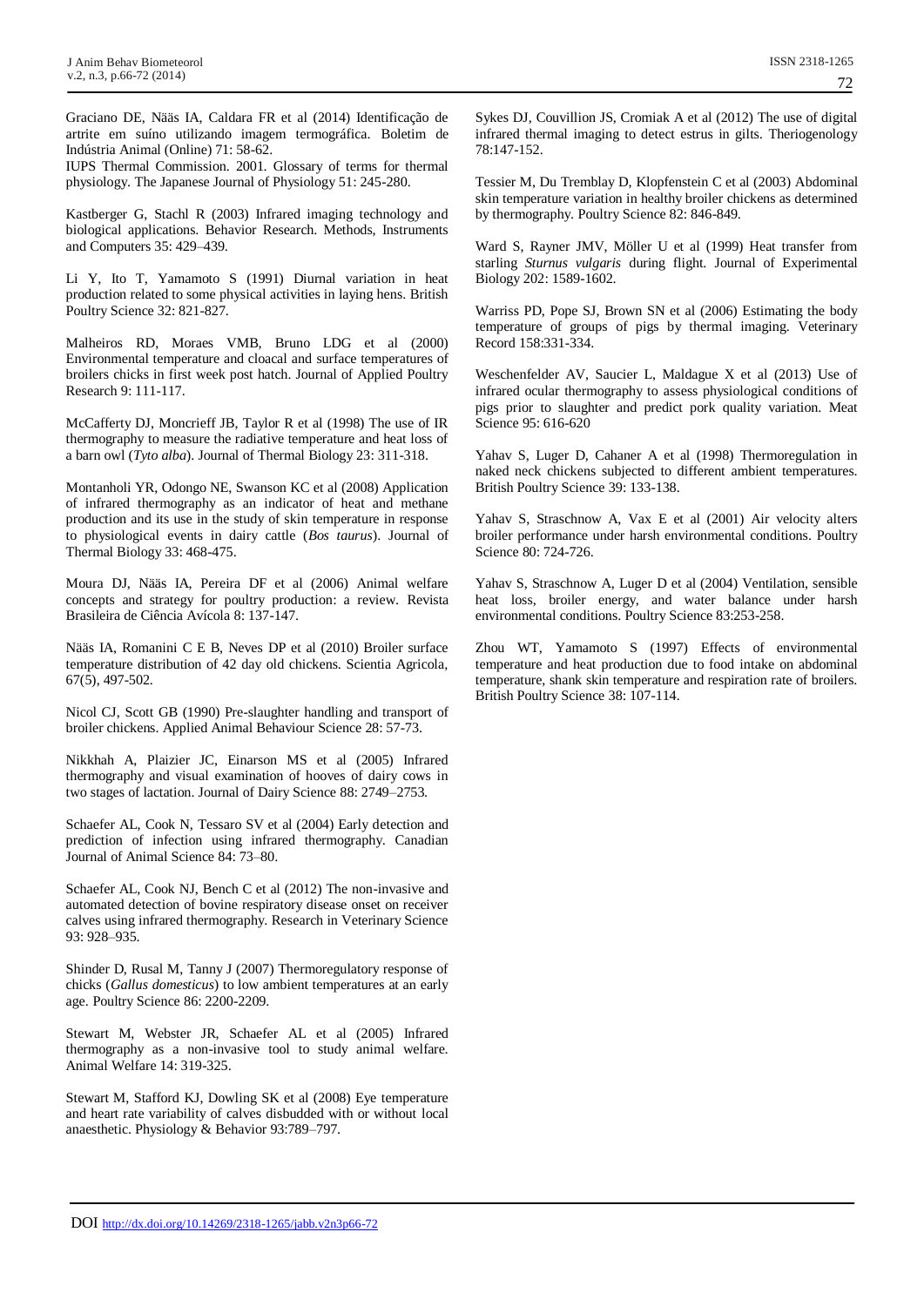Graciano DE, Nääs IA, Caldara FR et al (2014) Identificação de artrite em suíno utilizando imagem termográfica. Boletim de Indústria Animal (Online) 71: 58-62.

IUPS Thermal Commission. 2001. Glossary of terms for thermal physiology. The Japanese Journal of Physiology 51: 245-280.

Kastberger G, Stachl R (2003) Infrared imaging technology and biological applications. Behavior Research. Methods, Instruments and Computers 35: 429–439.

Li Y, Ito T, Yamamoto S (1991) Diurnal variation in heat production related to some physical activities in laying hens. British Poultry Science 32: 821-827.

Malheiros RD, Moraes VMB, Bruno LDG et al (2000) Environmental temperature and cloacal and surface temperatures of broilers chicks in first week post hatch. Journal of Applied Poultry Research 9: 111-117.

McCafferty DJ, Moncrieff JB, Taylor R et al (1998) The use of IR thermography to measure the radiative temperature and heat loss of a barn owl (*Tyto alba*). Journal of Thermal Biology 23: 311-318.

Montanholi YR, Odongo NE, Swanson KC et al (2008) Application of infrared thermography as an indicator of heat and methane production and its use in the study of skin temperature in response to physiological events in dairy cattle (*Bos taurus*). Journal of Thermal Biology 33: 468-475.

Moura DJ, Nääs IA, Pereira DF et al (2006) Animal welfare concepts and strategy for poultry production: a review. Revista Brasileira de Ciência Avícola 8: 137-147.

Nääs IA, Romanini C E B, Neves DP et al (2010) Broiler surface temperature distribution of 42 day old chickens. Scientia Agricola, 67(5), 497-502.

Nicol CJ, Scott GB (1990) Pre-slaughter handling and transport of broiler chickens. Applied Animal Behaviour Science 28: 57-73.

Nikkhah A, Plaizier JC, Einarson MS et al (2005) Infrared thermography and visual examination of hooves of dairy cows in two stages of lactation. Journal of Dairy Science 88: 2749–2753.

Schaefer AL, Cook N, Tessaro SV et al (2004) Early detection and prediction of infection using infrared thermography. Canadian Journal of Animal Science 84: 73–80.

Schaefer AL, Cook NJ, Bench C et al (2012) The non-invasive and automated detection of bovine respiratory disease onset on receiver calves using infrared thermography. Research in Veterinary Science 93: 928–935.

Shinder D, Rusal M, Tanny J (2007) Thermoregulatory response of chicks (*Gallus domesticus*) to low ambient temperatures at an early age. Poultry Science 86: 2200-2209.

Stewart M, Webster JR, Schaefer AL et al (2005) Infrared thermography as a non-invasive tool to study animal welfare. Animal Welfare 14: 319-325.

Stewart M, Stafford KJ, Dowling SK et al (2008) Eye temperature and heart rate variability of calves disbudded with or without local anaesthetic. Physiology & Behavior 93:789–797.

Sykes DJ, Couvillion JS, Cromiak A et al (2012) The use of digital infrared thermal imaging to detect estrus in gilts. Theriogenology 78:147-152.

Tessier M, Du Tremblay D, Klopfenstein C et al (2003) Abdominal skin temperature variation in healthy broiler chickens as determined by thermography. Poultry Science 82: 846-849.

Ward S, Rayner JMV, Möller U et al (1999) Heat transfer from starling *Sturnus vulgaris* during flight. Journal of Experimental Biology 202: 1589-1602.

Warriss PD, Pope SJ, Brown SN et al (2006) Estimating the body temperature of groups of pigs by thermal imaging. Veterinary Record 158:331-334.

Weschenfelder AV, Saucier L, Maldague X et al (2013) Use of infrared ocular thermography to assess physiological conditions of pigs prior to slaughter and predict pork quality variation. Meat Science 95: 616-620

Yahav S, Luger D, Cahaner A et al (1998) Thermoregulation in naked neck chickens subjected to different ambient temperatures. British Poultry Science 39: 133-138.

Yahav S, Straschnow A, Vax E et al (2001) Air velocity alters broiler performance under harsh environmental conditions. Poultry Science 80: 724-726.

Yahav S, Straschnow A, Luger D et al (2004) Ventilation, sensible heat loss, broiler energy, and water balance under harsh environmental conditions. Poultry Science 83:253-258.

Zhou WT, Yamamoto S (1997) Effects of environmental temperature and heat production due to food intake on abdominal temperature, shank skin temperature and respiration rate of broilers. British Poultry Science 38: 107-114.